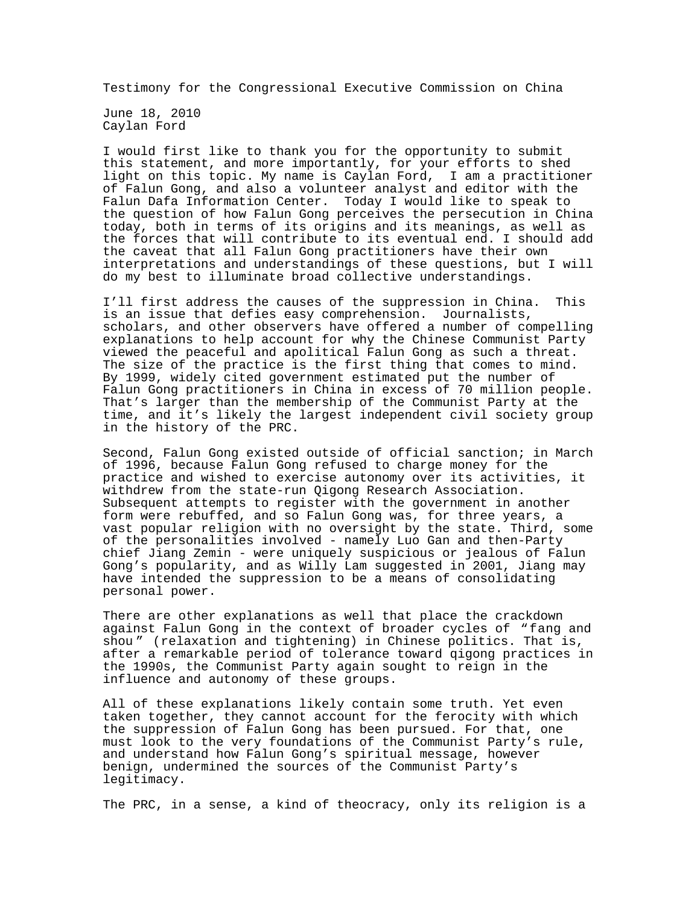Testimony for the Congressional Executive Commission on China

June 18, 2010
Caylan Ford

I would first like to thank you for the opportunity to submit this statement, and more importantly, for your efforts to shed light on this topic. My name is Caylan Ford, I am a practitioner of Falun Gong, and also a volunteer analyst and editor with the Falun Dafa Information Center. Today I would like to speak to the question of how Falun Gong perceives the persecution in China today, both in terms of its origins and its meanings, as well as the forces that will contribute to its eventual end. I should add the caveat that all Falun Gong practitioners have their own interpretations and understandings of these questions, but I will do my best to illuminate broad collective understandings.

I'll first address the causes of the suppression in China. This is an issue that defies easy comprehension. Journalists, scholars, and other observers have offered a number of compelling explanations to help account for why the Chinese Communist Party viewed the peaceful and apolitical Falun Gong as such a threat. The size of the practice is the first thing that comes to mind. By 1999, widely cited government estimated put the number of Falun Gong practitioners in China in excess of 70 million people. That's larger than the membership of the Communist Party at the time, and it's likely the largest independent civil society group in the history of the PRC.

Second, Falun Gong existed outside of official sanction; in March of 1996, because Falun Gong refused to charge money for the practice and wished to exercise autonomy over its activities, it withdrew from the state-run Qigong Research Association. Subsequent attempts to register with the government in another form were rebuffed, and so Falun Gong was, for three years, a vast popular religion with no oversight by the state. Third, some of the personalities involved - namely Luo Gan and then-Party chief Jiang Zemin - were uniquely suspicious or jealous of Falun Gong's popularity, and as Willy Lam suggested in 2001, Jiang may have intended the suppression to be a means of consolidating personal power.

There are other explanations as well that place the crackdown against Falun Gong in the context of broader cycles of "fang and shou" (relaxation and tightening) in Chinese politics. That is, after a remarkable period of tolerance toward qigong practices in the 1990s, the Communist Party again sought to reign in the influence and autonomy of these groups.

All of these explanations likely contain some truth. Yet even taken together, they cannot account for the ferocity with which the suppression of Falun Gong has been pursued. For that, one must look to the very foundations of the Communist Party's rule, and understand how Falun Gong's spiritual message, however benign, undermined the sources of the Communist Party's legitimacy.

The PRC, in a sense, a kind of theocracy, only its religion is a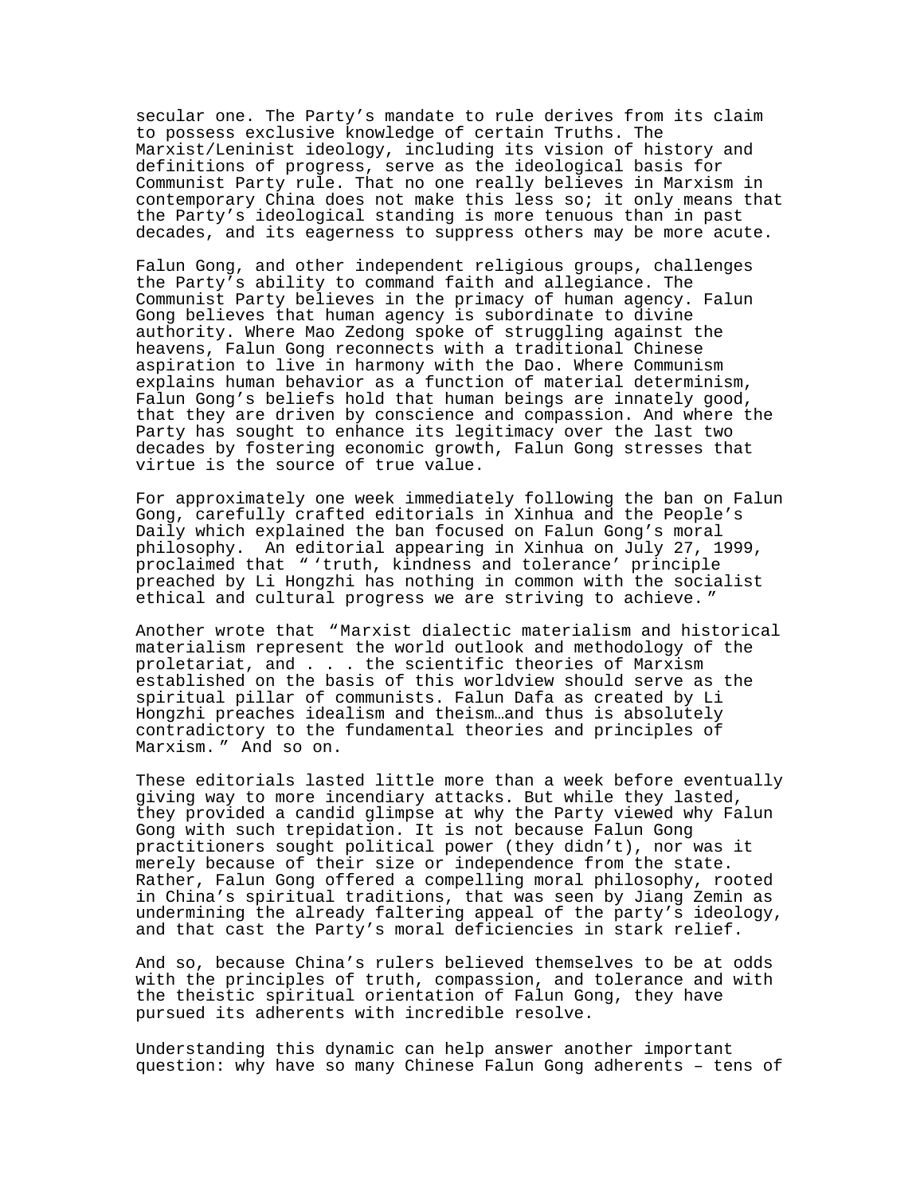secular one. The Party's mandate to rule derives from its claim to possess exclusive knowledge of certain Truths. The Marxist/Leninist ideology, including its vision of history and definitions of progress, serve as the ideological basis for Communist Party rule. That no one really believes in Marxism in contemporary China does not make this less so; it only means that the Party's ideological standing is more tenuous than in past decades, and its eagerness to suppress others may be more acute.

Falun Gong, and other independent religious groups, challenges the Party's ability to command faith and allegiance. The Communist Party believes in the primacy of human agency. Falun Gong believes that human agency is subordinate to divine authority. Where Mao Zedong spoke of struggling against the heavens, Falun Gong reconnects with a traditional Chinese aspiration to live in harmony with the Dao. Where Communism explains human behavior as a function of material determinism, Falun Gong's beliefs hold that human beings are innately good, that they are driven by conscience and compassion. And where the Party has sought to enhance its legitimacy over the last two decades by fostering economic growth, Falun Gong stresses that virtue is the source of true value.

For approximately one week immediately following the ban on Falun Gong, carefully crafted editorials in Xinhua and the People's Daily which explained the ban focused on Falun Gong's moral philosophy. An editorial appearing in Xinhua on July 27, 1999, proclaimed that "'truth, kindness and tolerance' principle preached by Li Hongzhi has nothing in common with the socialist ethical and cultural progress we are striving to achieve."

Another wrote that "Marxist dialectic materialism and historical materialism represent the world outlook and methodology of the proletariat, and . . . . the scientific theories of Marxism established on the basis of this worldview should serve as the spiritual pillar of communists. Falun Dafa as created by Li Hongzhi preaches idealism and theism…and thus is absolutely contradictory to the fundamental theories and principles of Marxism." And so on.

These editorials lasted little more than a week before eventually giving way to more incendiary attacks. But while they lasted, they provided a candid glimpse at why the Party viewed why Falun Gong with such trepidation. It is not because Falun Gong practitioners sought political power (they didn't), nor was it merely because of their size or independence from the state. Rather, Falun Gong offered a compelling moral philosophy, rooted in China's spiritual traditions, that was seen by Jiang Zemin as undermining the already faltering appeal of the party's ideology, and that cast the Party's moral deficiencies in stark relief.

And so, because China's rulers believed themselves to be at odds with the principles of truth, compassion, and tolerance and with the theistic spiritual orientation of Falun Gong, they have pursued its adherents with incredible resolve.

Understanding this dynamic can help answer another important question: why have so many Chinese Falun Gong adherents – tens of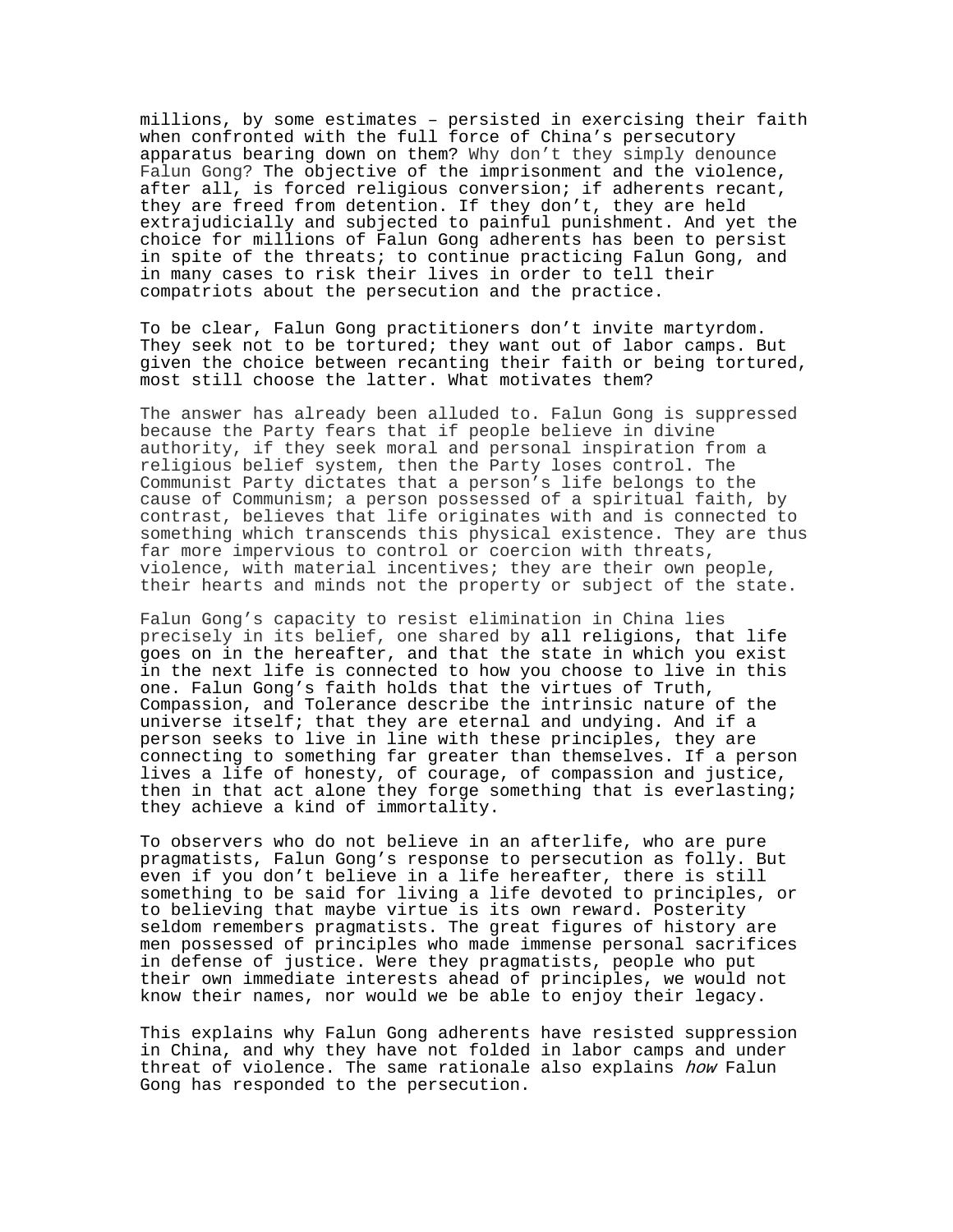millions, by some estimates – persisted in exercising their faith when confronted with the full force of China's persecutory apparatus bearing down on them? Why don't they simply denounce Falun Gong? The objective of the imprisonment and the violence, after all, is forced religious conversion; if adherents recant, they are freed from detention. If they don't, they are held extrajudicially and subjected to painful punishment. And yet the choice for millions of Falun Gong adherents has been to persist in spite of the threats; to continue practicing Falun Gong, and in many cases to risk their lives in order to tell their compatriots about the persecution and the practice.

To be clear, Falun Gong practitioners don't invite martyrdom. They seek not to be tortured; they want out of labor camps. But given the choice between recanting their faith or being tortured, most still choose the latter. What motivates them?

The answer has already been alluded to. Falun Gong is suppressed because the Party fears that if people believe in divine authority, if they seek moral and personal inspiration from a religious belief system, then the Party loses control. The Communist Party dictates that a person's life belongs to the cause of Communism; a person possessed of a spiritual faith, by contrast, believes that life originates with and is connected to something which transcends this physical existence. They are thus far more impervious to control or coercion with threats, violence, with material incentives; they are their own people, their hearts and minds not the property or subject of the state.

Falun Gong's capacity to resist elimination in China lies precisely in its belief, one shared by all religions, that life goes on in the hereafter, and that the state in which you exist in the next life is connected to how you choose to live in this one. Falun Gong's faith holds that the virtues of Truth, Compassion, and Tolerance describe the intrinsic nature of the universe itself; that they are eternal and undying. And if a person seeks to live in line with these principles, they are connecting to something far greater than themselves. If a person lives a life of honesty, of courage, of compassion and justice, then in that act alone they forge something that is everlasting; they achieve a kind of immortality.

To observers who do not believe in an afterlife, who are pure pragmatists, Falun Gong's response to persecution as folly. But even if you don't believe in a life hereafter, there is still something to be said for living a life devoted to principles, or to believing that maybe virtue is its own reward. Posterity seldom remembers pragmatists. The great figures of history are men possessed of principles who made immense personal sacrifices in defense of justice. Were they pragmatists, people who put their own immediate interests ahead of principles, we would not know their names, nor would we be able to enjoy their legacy.

This explains why Falun Gong adherents have resisted suppression in China, and why they have not folded in labor camps and under threat of violence. The same rationale also explains *how* Falun Gong has responded to the persecution.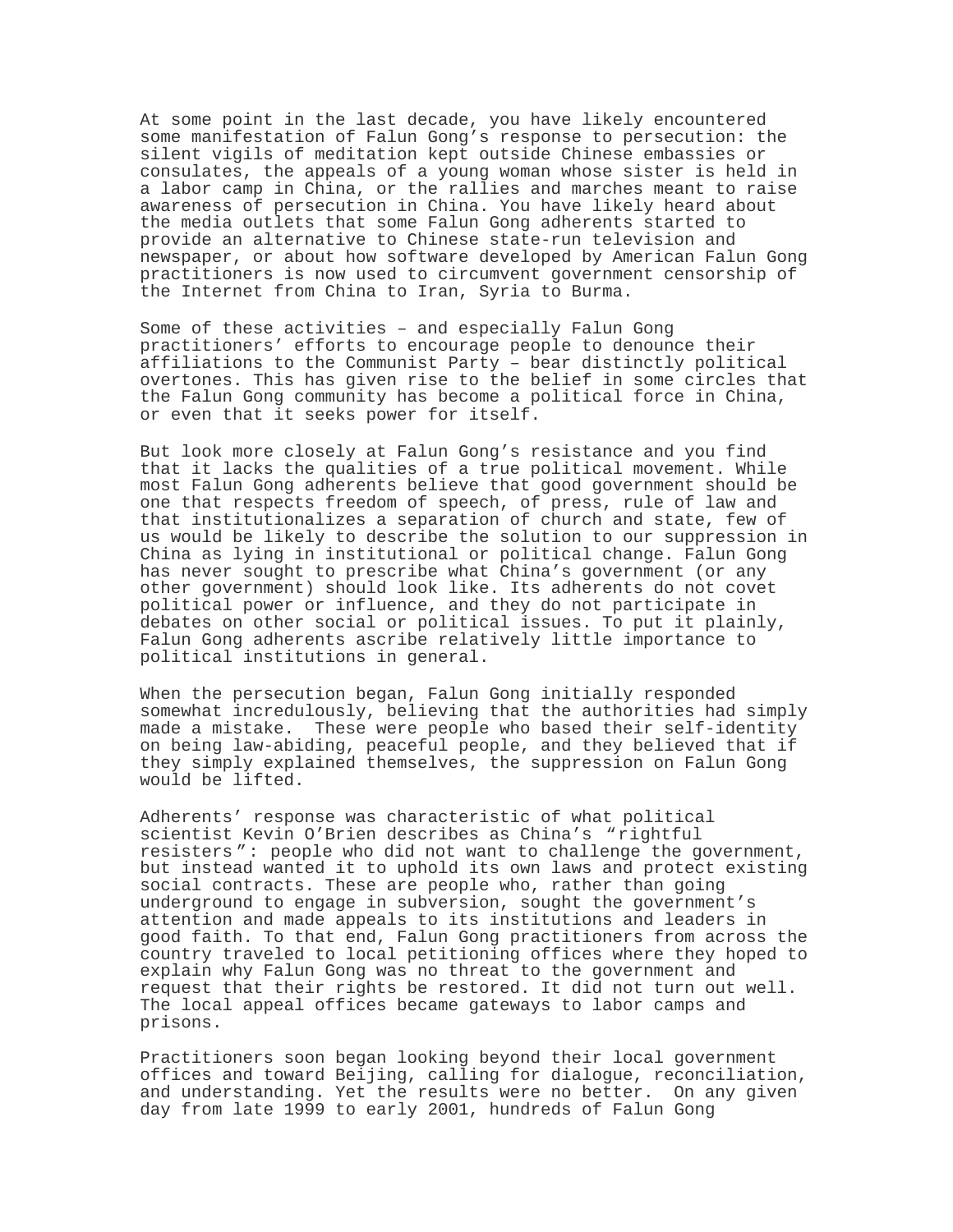At some point in the last decade, you have likely encountered some manifestation of Falun Gong's response to persecution: the silent vigils of meditation kept outside Chinese embassies or consulates, the appeals of a young woman whose sister is held in a labor camp in China, or the rallies and marches meant to raise awareness of persecution in China. You have likely heard about the media outlets that some Falun Gong adherents started to provide an alternative to Chinese state-run television and newspaper, or about how software developed by American Falun Gong practitioners is now used to circumvent government censorship of the Internet from China to Iran, Syria to Burma.

Some of these activities – and especially Falun Gong practitioners' efforts to encourage people to denounce their affiliations to the Communist Party – bear distinctly political overtones. This has given rise to the belief in some circles that the Falun Gong community has become a political force in China, or even that it seeks power for itself.

But look more closely at Falun Gong's resistance and you find that it lacks the qualities of a true political movement. While most Falun Gong adherents believe that good government should be one that respects freedom of speech, of press, rule of law and that institutionalizes a separation of church and state, few of us would be likely to describe the solution to our suppression in China as lying in institutional or political change. Falun Gong has never sought to prescribe what China's government (or any other government) should look like. Its adherents do not covet political power or influence, and they do not participate in debates on other social or political issues. To put it plainly, Falun Gong adherents ascribe relatively little importance to political institutions in general.

When the persecution began, Falun Gong initially responded somewhat incredulously, believing that the authorities had simply made a mistake. These were people who based their self-identity on being law-abiding, peaceful people, and they believed that if they simply explained themselves, the suppression on Falun Gong would be lifted.

Adherents' response was characteristic of what political scientist Kevin O'Brien describes as China's "rightful resisters": people who did not want to challenge the government, but instead wanted it to uphold its own laws and protect existing social contracts. These are people who, rather than going underground to engage in subversion, sought the government's attention and made appeals to its institutions and leaders in good faith. To that end, Falun Gong practitioners from across the country traveled to local petitioning offices where they hoped to explain why Falun Gong was no threat to the government and request that their rights be restored. It did not turn out well. The local appeal offices became gateways to labor camps and prisons.

Practitioners soon began looking beyond their local government offices and toward Beijing, calling for dialogue, reconciliation, and understanding. Yet the results were no better. On any given day from late 1999 to early 2001, hundreds of Falun Gong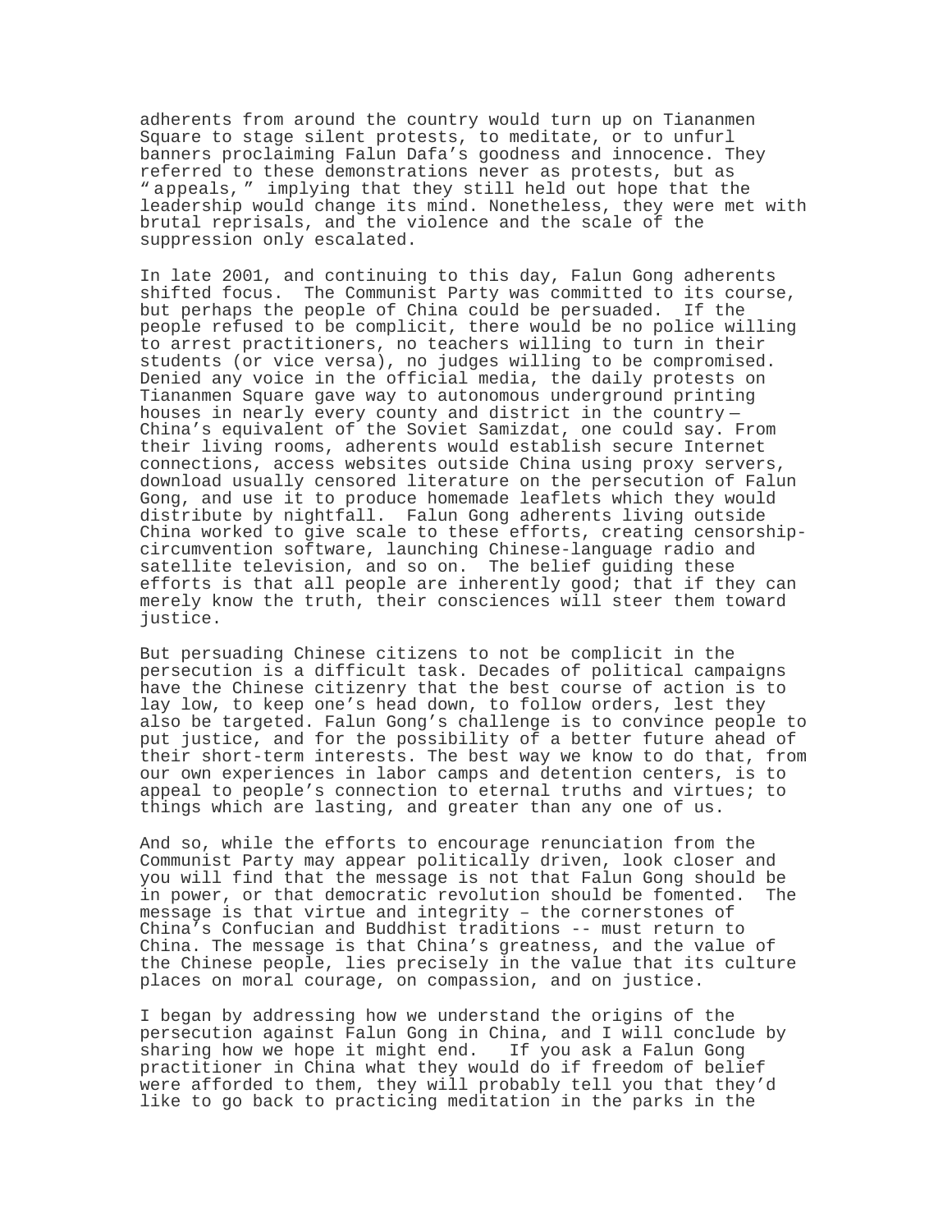adherents from around the country would turn up on Tiananmen Square to stage silent protests, to meditate, or to unfurl banners proclaiming Falun Dafa's goodness and innocence. They referred to these demonstrations never as protests, but as "appeals," implying that they still held out hope that the leadership would change its mind. Nonetheless, they were met with brutal reprisals, and the violence and the scale of the suppression only escalated.

In late 2001, and continuing to this day, Falun Gong adherents shifted focus. The Communist Party was committed to its course, but perhaps the people of China could be persuaded. If the people refused to be complicit, there would be no police willing to arrest practitioners, no teachers willing to turn in their students (or vice versa), no judges willing to be compromised. Denied any voice in the official media, the daily protests on Tiananmen Square gave way to autonomous underground printing houses in nearly every county and district in the country—China's equivalent of the Soviet Samizdat, one could say. From their living rooms, adherents would establish secure Internet connections, access websites outside China using proxy servers, download usually censored literature on the persecution of Falun Gong, and use it to produce homemade leaflets which they would distribute by nightfall. Falun Gong adherents living outside China worked to give scale to these efforts, creating censorship-circumvention software, launching Chinese-language radio and satellite television, and so on. The belief guiding these efforts is that all people are inherently good; that if they can merely know the truth, their consciences will steer them toward justice.

But persuading Chinese citizens to not be complicit in the persecution is a difficult task. Decades of political campaigns have the Chinese citizenry that the best course of action is to lay low, to keep one's head down, to follow orders, lest they also be targeted. Falun Gong's challenge is to convince people to put justice, and for the possibility of a better future ahead of their short-term interests. The best way we know to do that, from our own experiences in labor camps and detention centers, is to appeal to people's connection to eternal truths and virtues; to things which are lasting, and greater than any one of us.

And so, while the efforts to encourage renunciation from the Communist Party may appear politically driven, look closer and you will find that the message is not that Falun Gong should be in power, or that democratic revolution should be fomented. The message is that virtue and integrity – the cornerstones of China's Confucian and Buddhist traditions -- must return to China. The message is that China's greatness, and the value of the Chinese people, lies precisely in the value that its culture places on moral courage, on compassion, and on justice.

I began by addressing how we understand the origins of the persecution against Falun Gong in China, and I will conclude by sharing how we hope it might end. If you ask a Falun Gong practitioner in China what they would do if freedom of belief were afforded to them, they will probably tell you that they'd like to go back to practicing meditation in the parks in the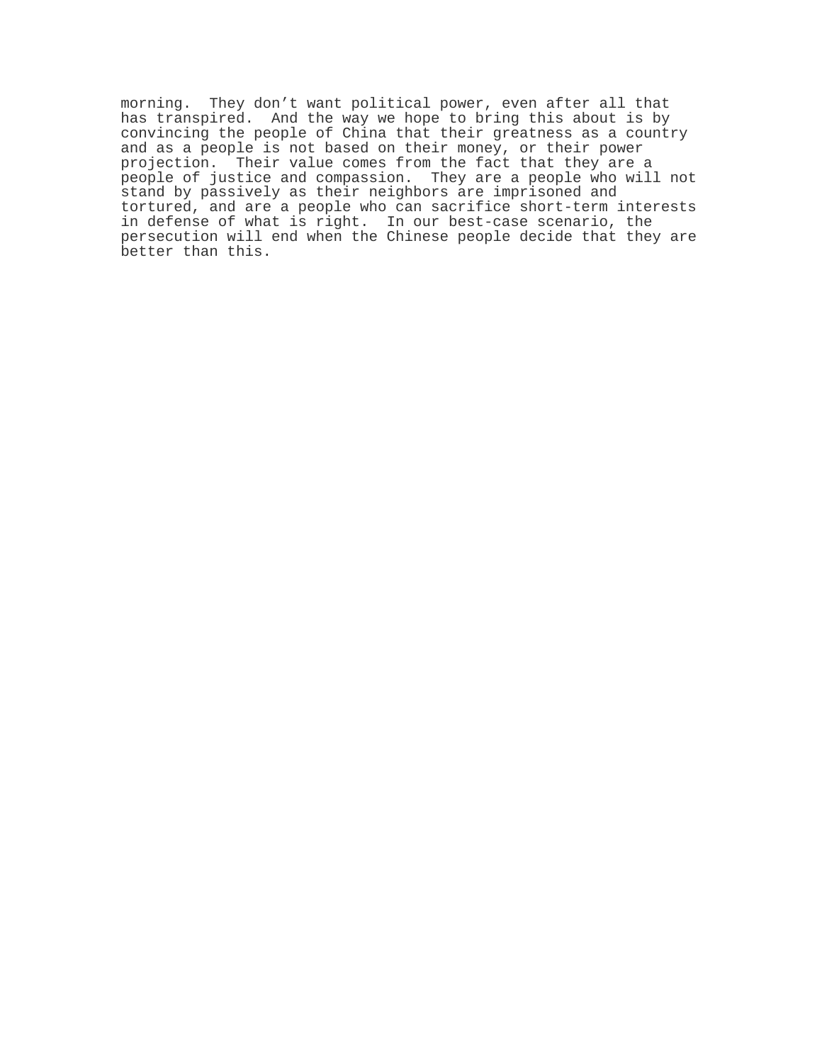morning. They don't want political power, even after all that has transpired. And the way we hope to bring this about is by convincing the people of China that their greatness as a country and as a people is not based on their money, or their power projection. Their value comes from the fact that they are a people of justice and compassion. They are a people who will not stand by passively as their neighbors are imprisoned and tortured, and are a people who can sacrifice short-term interests in defense of what is right. In our best-case scenario, the persecution will end when the Chinese people decide that they are better than this.